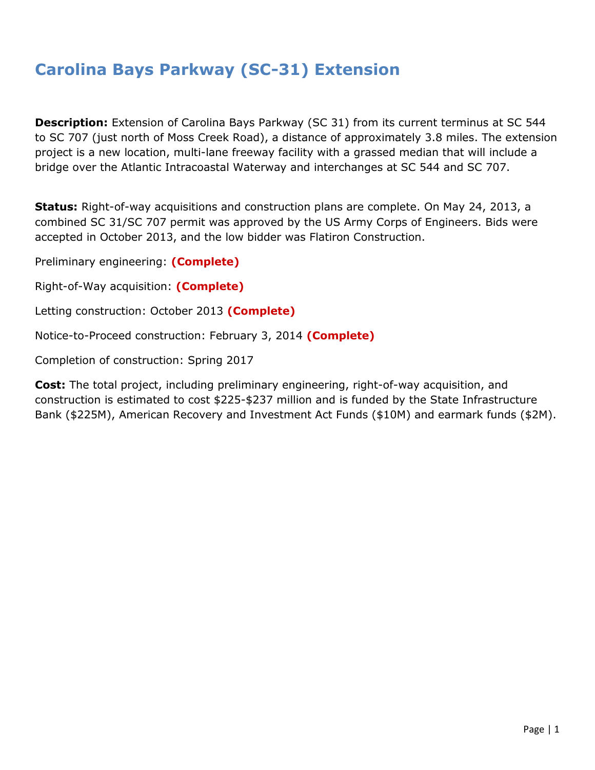# Carolina Bays Parkway (SC-31) Extension

**Description:** Extension of Carolina Bays Parkway (SC 31) from its current terminus at SC 544 to SC 707 (just north of Moss Creek Road), a distance of approximately 3.8 miles. The extension project is a new location, multi-lane freeway facility with a grassed median that will include a bridge over the Atlantic Intracoastal Waterway and interchanges at SC 544 and SC 707.

**Status:** Right-of-way acquisitions and construction plans are complete. On May 24, 2013, a combined SC 31/SC 707 permit was approved by the US Army Corps of Engineers. Bids were accepted in October 2013, and the low bidder was Flatiron Construction.

Preliminary engineering: **(Complete)**

Right-of-Way acquisition: **(Complete)**

Letting construction: October 2013 **(Complete)**

Notice-to-Proceed construction: February 3, 2014 **(Complete)**

Completion of construction: Spring 2017

**Cost:** The total project, including preliminary engineering, right-of-way acquisition, and construction is estimated to cost $225-$237 million and is funded by the State Infrastructure Bank ($225M), American Recovery and Investment Act Funds ($10M) and earmark funds ($2M).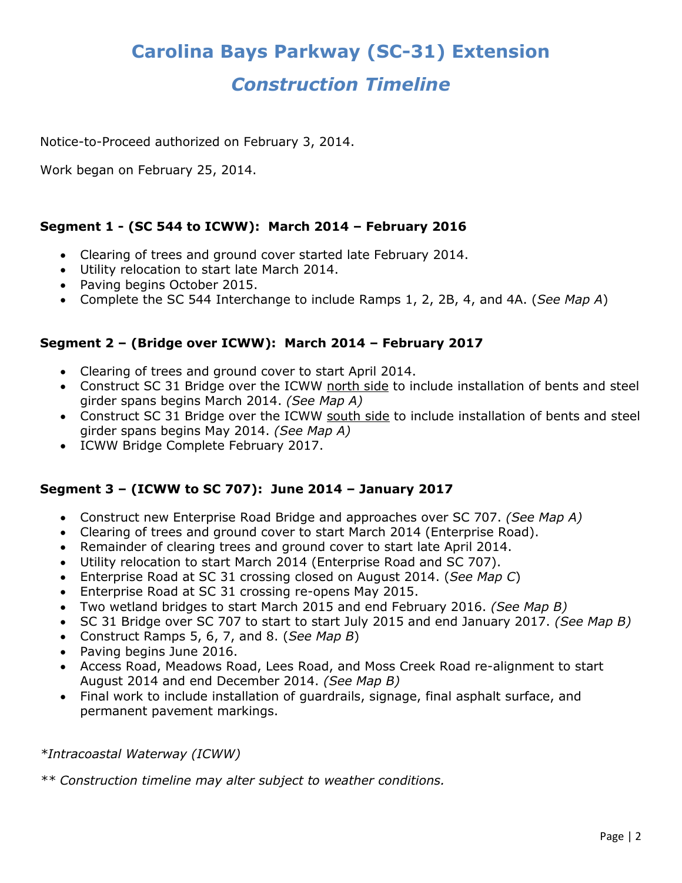# Carolina Bays Parkway (SC-31) Extension

## *Construction Timeline*

Notice-to-Proceed authorized on February 3, 2014.

Work began on February 25, 2014.

**Segment 1 - (SC 544 to ICWW): March 2014 – February 2016**

- Clearing of trees and ground cover started late February 2014.
- Utility relocation to start late March 2014.
- Paving begins October 2015.
- Complete the SC 544 Interchange to include Ramps 1, 2, 2B, 4, and 4A. (*See Map A*)

**Segment 2 – (Bridge over ICWW): March 2014 – February 2017**

- Clearing of trees and ground cover to start April 2014.
- Construct SC 31 Bridge over the ICWW <u>north side</u> to include installation of bents and steel girder spans begins March 2014. *(See Map A)*
- Construct SC 31 Bridge over the ICWW <u>south side</u> to include installation of bents and steel girder spans begins May 2014. *(See Map A)*
- ICWW Bridge Complete February 2017.

**Segment 3 – (ICWW to SC 707): June 2014 – January 2017**

- Construct new Enterprise Road Bridge and approaches over SC 707. *(See Map A)*
- Clearing of trees and ground cover to start March 2014 (Enterprise Road).
- Remainder of clearing trees and ground cover to start late April 2014.
- Utility relocation to start March 2014 (Enterprise Road and SC 707).
- Enterprise Road at SC 31 crossing closed on August 2014. (*See Map C*)
- Enterprise Road at SC 31 crossing re-opens May 2015.
- Two wetland bridges to start March 2015 and end February 2016. *(See Map B)*
- SC 31 Bridge over SC 707 to start to start July 2015 and end January 2017. *(See Map B)*
- Construct Ramps 5, 6, 7, and 8. (*See Map B*)
- Paving begins June 2016.
- Access Road, Meadows Road, Lees Road, and Moss Creek Road re-alignment to start August 2014 and end December 2014. *(See Map B)*
- Final work to include installation of guardrails, signage, final asphalt surface, and permanent pavement markings.

*\*Intracoastal Waterway (ICWW)*

*\*\* Construction timeline may alter subject to weather conditions.*